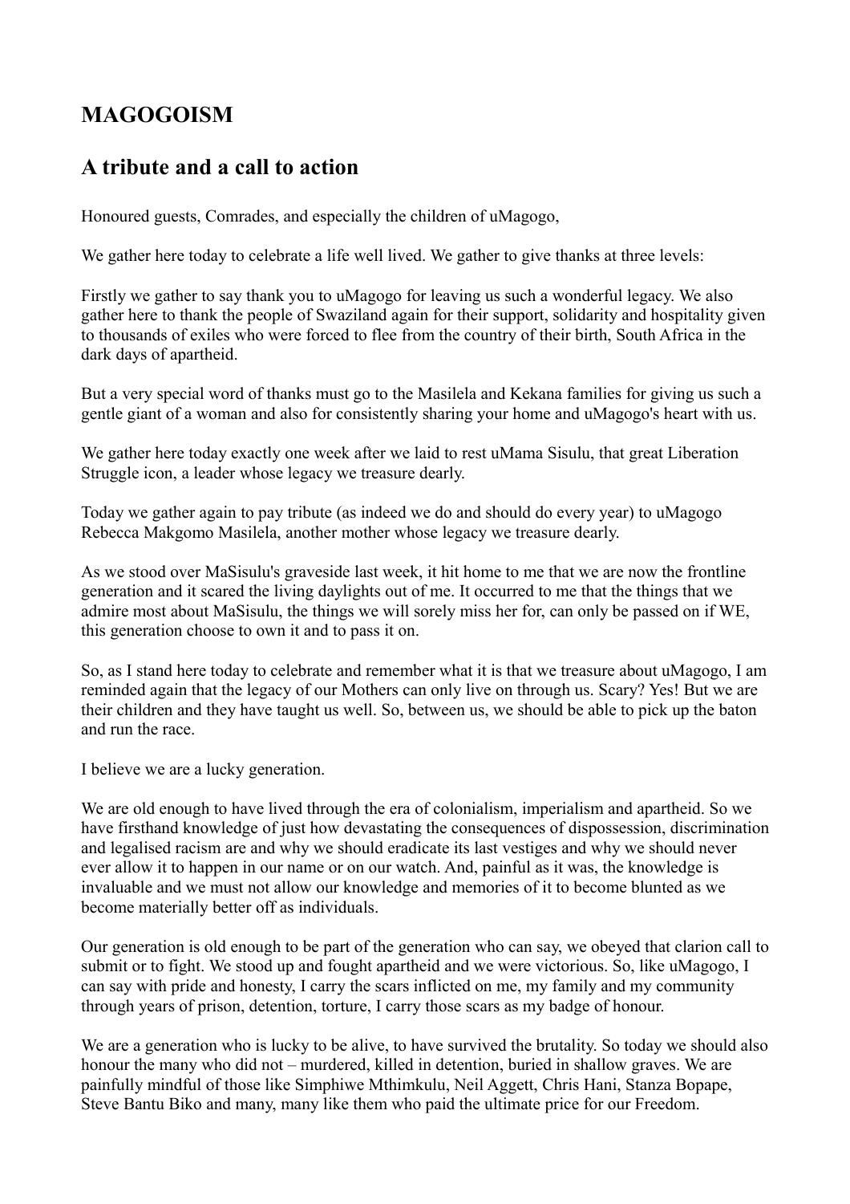# MAGOGOISM

## A tribute and a call to action

Honoured guests, Comrades, and especially the children of uMagogo,

We gather here today to celebrate a life well lived. We gather to give thanks at three levels:

Firstly we gather to say thank you to uMagogo for leaving us such a wonderful legacy. We also gather here to thank the people of Swaziland again for their support, solidarity and hospitality given to thousands of exiles who were forced to flee from the country of their birth, South Africa in the dark days of apartheid.

But a very special word of thanks must go to the Masilela and Kekana families for giving us such a gentle giant of a woman and also for consistently sharing your home and uMagogo's heart with us.

We gather here today exactly one week after we laid to rest uMama Sisulu, that great Liberation Struggle icon, a leader whose legacy we treasure dearly.

Today we gather again to pay tribute (as indeed we do and should do every year) to uMagogo Rebecca Makgomo Masilela, another mother whose legacy we treasure dearly.

As we stood over MaSisulu's graveside last week, it hit home to me that we are now the frontline generation and it scared the living daylights out of me. It occurred to me that the things that we admire most about MaSisulu, the things we will sorely miss her for, can only be passed on if WE, this generation choose to own it and to pass it on.

So, as I stand here today to celebrate and remember what it is that we treasure about uMagogo, I am reminded again that the legacy of our Mothers can only live on through us. Scary? Yes! But we are their children and they have taught us well. So, between us, we should be able to pick up the baton and run the race.

I believe we are a lucky generation.

We are old enough to have lived through the era of colonialism, imperialism and apartheid. So we have firsthand knowledge of just how devastating the consequences of dispossession, discrimination and legalised racism are and why we should eradicate its last vestiges and why we should never ever allow it to happen in our name or on our watch. And, painful as it was, the knowledge is invaluable and we must not allow our knowledge and memories of it to become blunted as we become materially better off as individuals.

Our generation is old enough to be part of the generation who can say, we obeyed that clarion call to submit or to fight. We stood up and fought apartheid and we were victorious. So, like uMagogo, I can say with pride and honesty, I carry the scars inflicted on me, my family and my community through years of prison, detention, torture, I carry those scars as my badge of honour.

We are a generation who is lucky to be alive, to have survived the brutality. So today we should also honour the many who did not – murdered, killed in detention, buried in shallow graves. We are painfully mindful of those like Simphiwe Mthimkulu, Neil Aggett, Chris Hani, Stanza Bopape, Steve Bantu Biko and many, many like them who paid the ultimate price for our Freedom.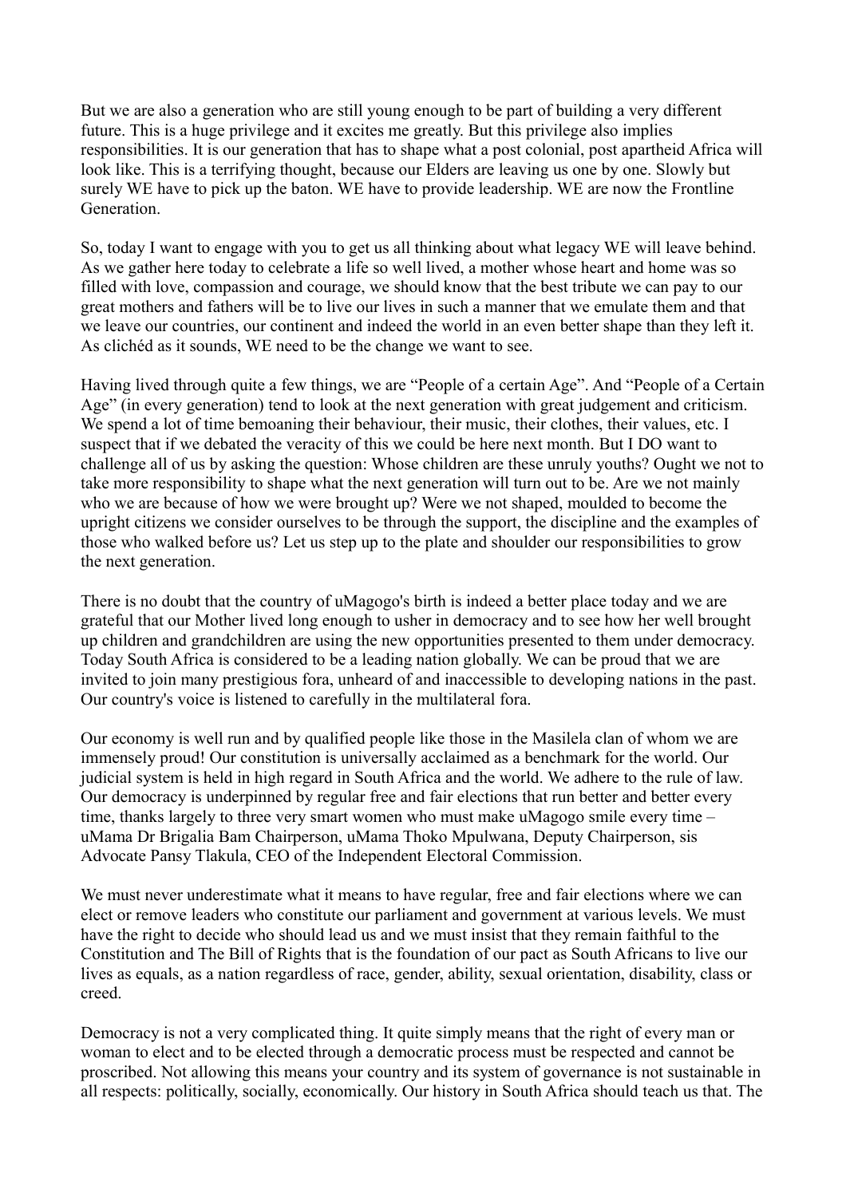But we are also a generation who are still young enough to be part of building a very different future. This is a huge privilege and it excites me greatly. But this privilege also implies responsibilities. It is our generation that has to shape what a post colonial, post apartheid Africa will look like. This is a terrifying thought, because our Elders are leaving us one by one. Slowly but surely WE have to pick up the baton. WE have to provide leadership. WE are now the Frontline Generation.

So, today I want to engage with you to get us all thinking about what legacy WE will leave behind. As we gather here today to celebrate a life so well lived, a mother whose heart and home was so filled with love, compassion and courage, we should know that the best tribute we can pay to our great mothers and fathers will be to live our lives in such a manner that we emulate them and that we leave our countries, our continent and indeed the world in an even better shape than they left it. As clichéd as it sounds, WE need to be the change we want to see.

Having lived through quite a few things, we are "People of a certain Age". And "People of a Certain Age" (in every generation) tend to look at the next generation with great judgement and criticism. We spend a lot of time bemoaning their behaviour, their music, their clothes, their values, etc. I suspect that if we debated the veracity of this we could be here next month. But I DO want to challenge all of us by asking the question: Whose children are these unruly youths? Ought we not to take more responsibility to shape what the next generation will turn out to be. Are we not mainly who we are because of how we were brought up? Were we not shaped, moulded to become the upright citizens we consider ourselves to be through the support, the discipline and the examples of those who walked before us? Let us step up to the plate and shoulder our responsibilities to grow the next generation.

There is no doubt that the country of uMagogo's birth is indeed a better place today and we are grateful that our Mother lived long enough to usher in democracy and to see how her well brought up children and grandchildren are using the new opportunities presented to them under democracy. Today South Africa is considered to be a leading nation globally. We can be proud that we are invited to join many prestigious fora, unheard of and inaccessible to developing nations in the past. Our country's voice is listened to carefully in the multilateral fora.

Our economy is well run and by qualified people like those in the Masilela clan of whom we are immensely proud! Our constitution is universally acclaimed as a benchmark for the world. Our judicial system is held in high regard in South Africa and the world. We adhere to the rule of law. Our democracy is underpinned by regular free and fair elections that run better and better every time, thanks largely to three very smart women who must make uMagogo smile every time – uMama Dr Brigalia Bam Chairperson, uMama Thoko Mpulwana, Deputy Chairperson, sis Advocate Pansy Tlakula, CEO of the Independent Electoral Commission.

We must never underestimate what it means to have regular, free and fair elections where we can elect or remove leaders who constitute our parliament and government at various levels. We must have the right to decide who should lead us and we must insist that they remain faithful to the Constitution and The Bill of Rights that is the foundation of our pact as South Africans to live our lives as equals, as a nation regardless of race, gender, ability, sexual orientation, disability, class or creed.

Democracy is not a very complicated thing. It quite simply means that the right of every man or woman to elect and to be elected through a democratic process must be respected and cannot be proscribed. Not allowing this means your country and its system of governance is not sustainable in all respects: politically, socially, economically. Our history in South Africa should teach us that. The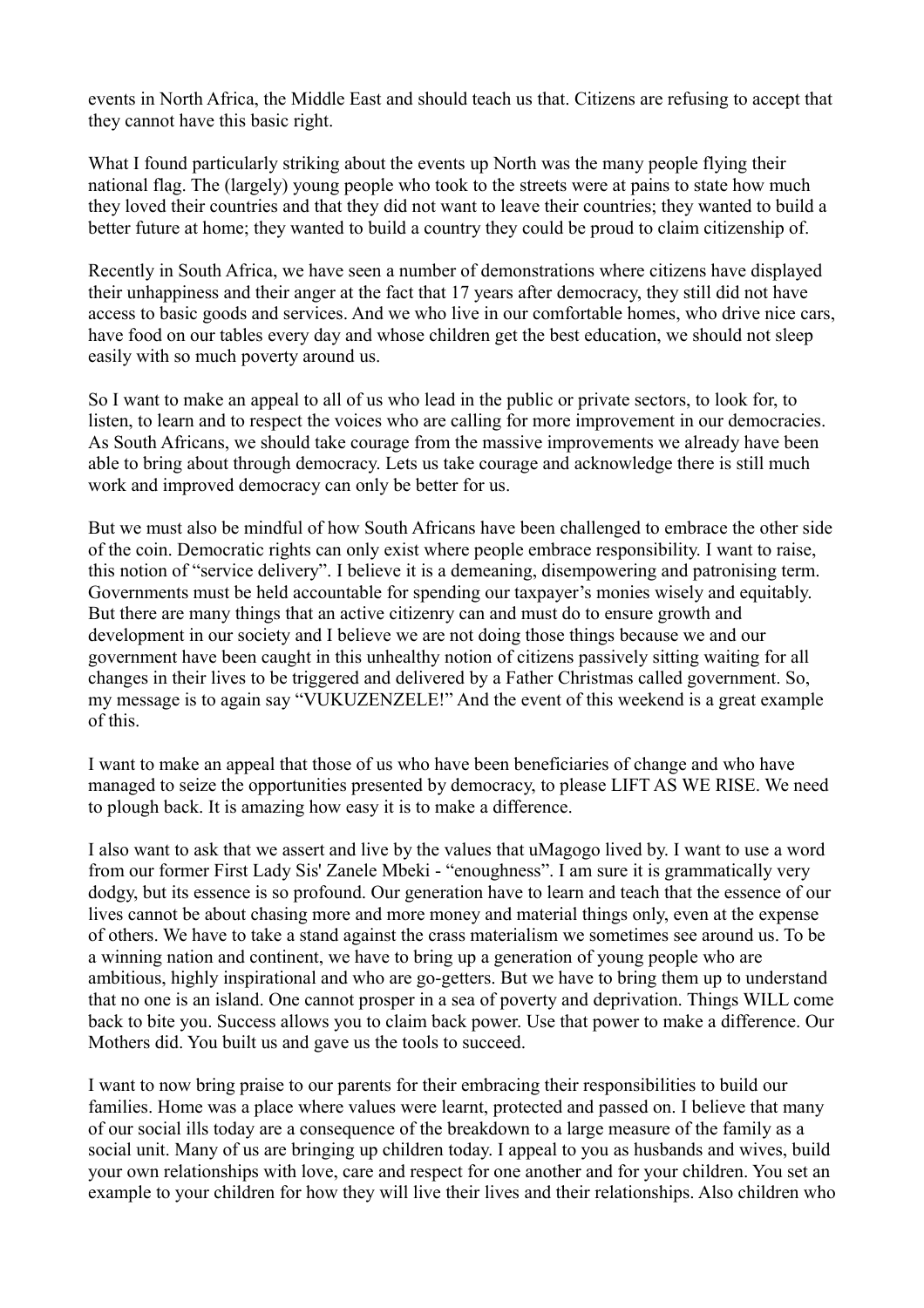events in North Africa, the Middle East and should teach us that. Citizens are refusing to accept that they cannot have this basic right.

What I found particularly striking about the events up North was the many people flying their national flag. The (largely) young people who took to the streets were at pains to state how much they loved their countries and that they did not want to leave their countries; they wanted to build a better future at home; they wanted to build a country they could be proud to claim citizenship of.

Recently in South Africa, we have seen a number of demonstrations where citizens have displayed their unhappiness and their anger at the fact that 17 years after democracy, they still did not have access to basic goods and services. And we who live in our comfortable homes, who drive nice cars, have food on our tables every day and whose children get the best education, we should not sleep easily with so much poverty around us.

So I want to make an appeal to all of us who lead in the public or private sectors, to look for, to listen, to learn and to respect the voices who are calling for more improvement in our democracies. As South Africans, we should take courage from the massive improvements we already have been able to bring about through democracy. Lets us take courage and acknowledge there is still much work and improved democracy can only be better for us.

But we must also be mindful of how South Africans have been challenged to embrace the other side of the coin. Democratic rights can only exist where people embrace responsibility. I want to raise, this notion of "service delivery". I believe it is a demeaning, disempowering and patronising term. Governments must be held accountable for spending our taxpayer's monies wisely and equitably. But there are many things that an active citizenry can and must do to ensure growth and development in our society and I believe we are not doing those things because we and our government have been caught in this unhealthy notion of citizens passively sitting waiting for all changes in their lives to be triggered and delivered by a Father Christmas called government. So, my message is to again say "VUKUZENZELE!" And the event of this weekend is a great example of this.

I want to make an appeal that those of us who have been beneficiaries of change and who have managed to seize the opportunities presented by democracy, to please LIFT AS WE RISE. We need to plough back. It is amazing how easy it is to make a difference.

I also want to ask that we assert and live by the values that uMagogo lived by. I want to use a word from our former First Lady Sis' Zanele Mbeki - "enoughness". I am sure it is grammatically very dodgy, but its essence is so profound. Our generation have to learn and teach that the essence of our lives cannot be about chasing more and more money and material things only, even at the expense of others. We have to take a stand against the crass materialism we sometimes see around us. To be a winning nation and continent, we have to bring up a generation of young people who are ambitious, highly inspirational and who are go-getters. But we have to bring them up to understand that no one is an island. One cannot prosper in a sea of poverty and deprivation. Things WILL come back to bite you. Success allows you to claim back power. Use that power to make a difference. Our Mothers did. You built us and gave us the tools to succeed.

I want to now bring praise to our parents for their embracing their responsibilities to build our families. Home was a place where values were learnt, protected and passed on. I believe that many of our social ills today are a consequence of the breakdown to a large measure of the family as a social unit. Many of us are bringing up children today. I appeal to you as husbands and wives, build your own relationships with love, care and respect for one another and for your children. You set an example to your children for how they will live their lives and their relationships. Also children who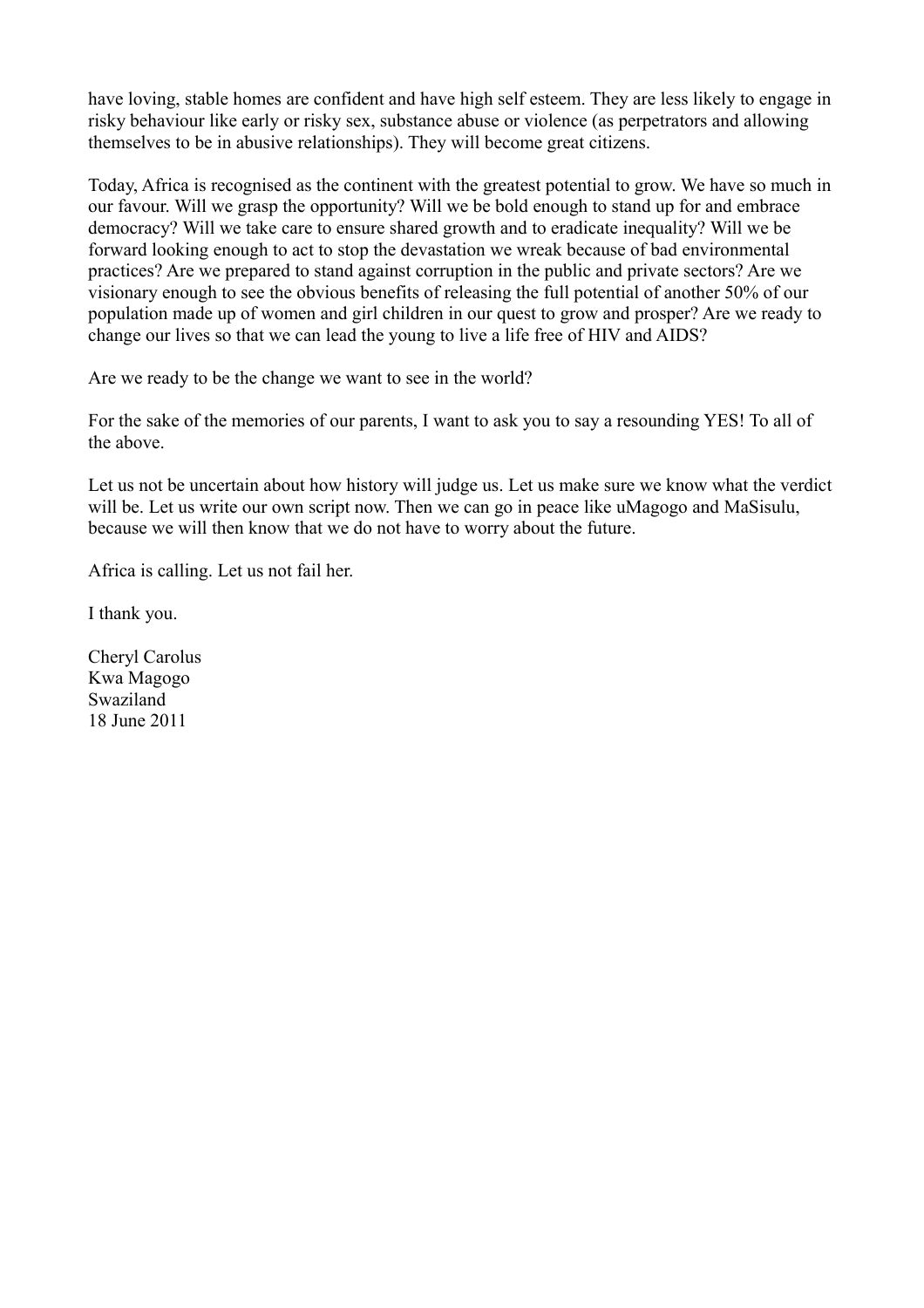have loving, stable homes are confident and have high self esteem. They are less likely to engage in risky behaviour like early or risky sex, substance abuse or violence (as perpetrators and allowing themselves to be in abusive relationships). They will become great citizens.

Today, Africa is recognised as the continent with the greatest potential to grow. We have so much in our favour. Will we grasp the opportunity? Will we be bold enough to stand up for and embrace democracy? Will we take care to ensure shared growth and to eradicate inequality? Will we be forward looking enough to act to stop the devastation we wreak because of bad environmental practices? Are we prepared to stand against corruption in the public and private sectors? Are we visionary enough to see the obvious benefits of releasing the full potential of another 50% of our population made up of women and girl children in our quest to grow and prosper? Are we ready to change our lives so that we can lead the young to live a life free of HIV and AIDS?

Are we ready to be the change we want to see in the world?

For the sake of the memories of our parents, I want to ask you to say a resounding YES! To all of the above.

Let us not be uncertain about how history will judge us. Let us make sure we know what the verdict will be. Let us write our own script now. Then we can go in peace like uMagogo and MaSisulu, because we will then know that we do not have to worry about the future.

Africa is calling. Let us not fail her.

I thank you.

Cheryl Carolus
Kwa Magogo
Swaziland
18 June 2011